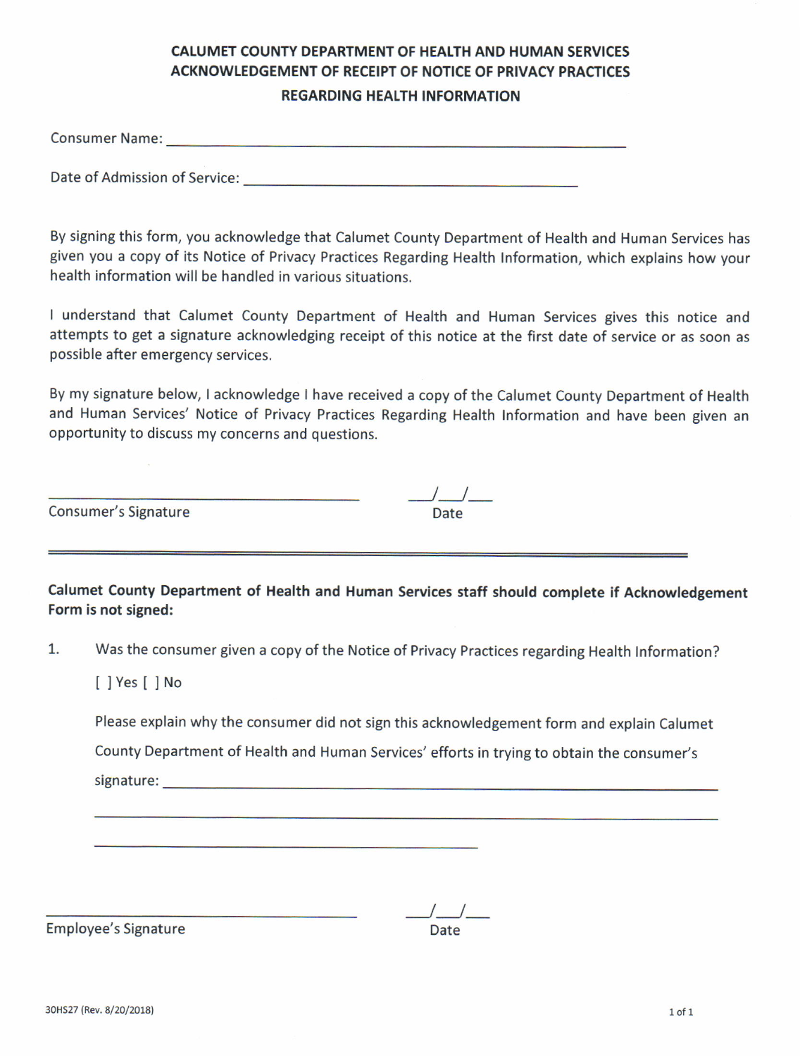# CALUMET COUNTY DEPARTMENT OF HEALTH AND HUMAN SERVICES
# ACKNOWLEDGEMENT OF RECEIPT OF NOTICE OF PRIVACY PRACTICES
## REGARDING HEALTH INFORMATION

Consumer Name: ______________________________________________

Date of Admission of Service: ___________________________________

By signing this form, you acknowledge that Calumet County Department of Health and Human Services has given you a copy of its Notice of Privacy Practices Regarding Health Information, which explains how your health information will be handled in various situations.

I understand that Calumet County Department of Health and Human Services gives this notice and attempts to get a signature acknowledging receipt of this notice at the first date of service or as soon as possible after emergency services.

By my signature below, I acknowledge I have received a copy of the Calumet County Department of Health and Human Services' Notice of Privacy Practices Regarding Health Information and have been given an opportunity to discuss my concerns and questions.

___________________________________ ___/___/___

Consumer's Signature Date

---

**Calumet County Department of Health and Human Services staff should complete if Acknowledgement Form is not signed:**

1. Was the consumer given a copy of the Notice of Privacy Practices regarding Health Information?

   [ ] Yes [ ] No

   Please explain why the consumer did not sign this acknowledgement form and explain Calumet County Department of Health and Human Services' efforts in trying to obtain the consumer's signature: ___________________________________________

   ___________________________________________________________

   ________________________________________

___________________________________ ___/___/___

Employee's Signature Date

30HS27 (Rev. 8/20/2018)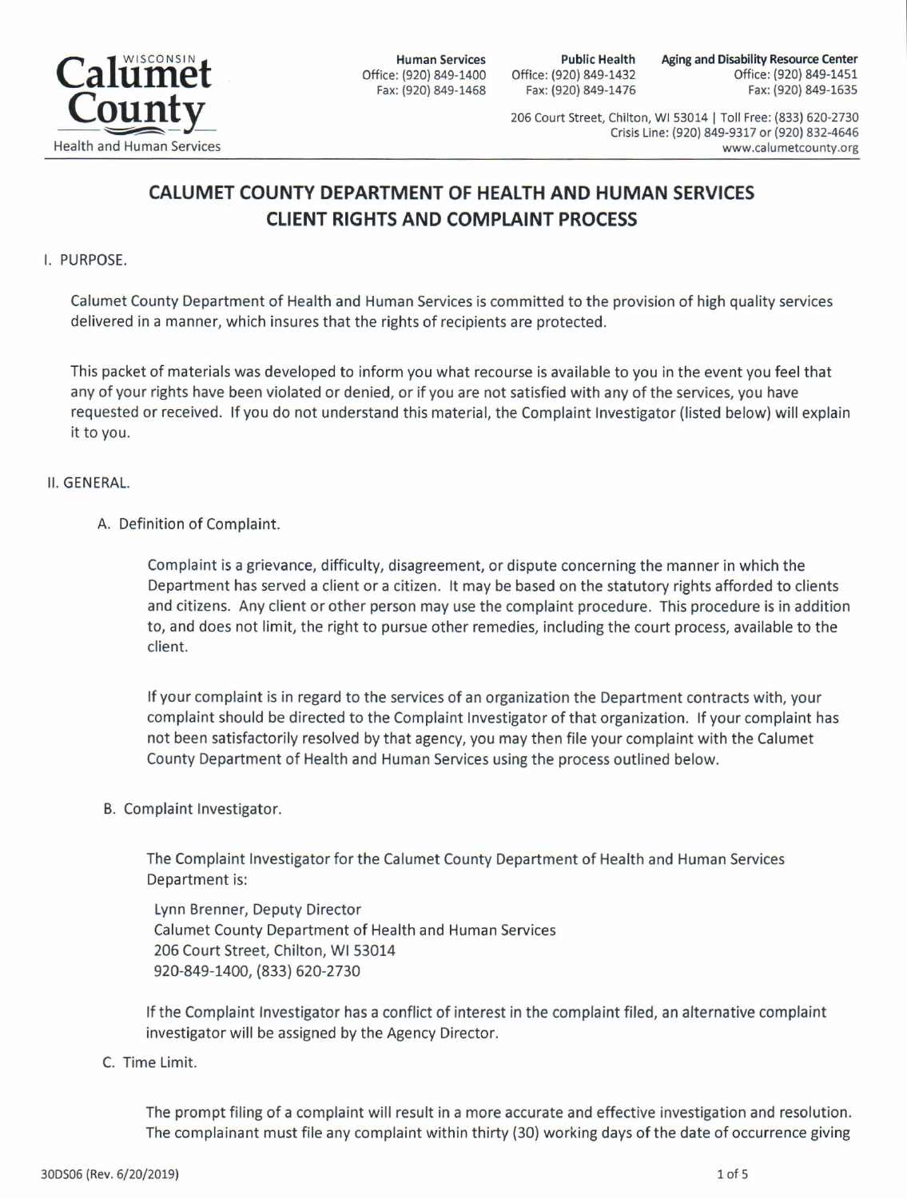Calumet County
WISCONSIN
Health and Human Services

**Human Services**
Office: (920) 849-1400
Fax: (920) 849-1468

**Public Health**
Office: (920) 849-1432
Fax: (920) 849-1476

**Aging and Disability Resource Center**
Office: (920) 849-1451
Fax: (920) 849-1635

206 Court Street, Chilton, WI 53014 | Toll Free: (833) 620-2730
Crisis Line: (920) 849-9317 or (920) 832-4646
www.calumetcounty.org

# CALUMET COUNTY DEPARTMENT OF HEALTH AND HUMAN SERVICES CLIENT RIGHTS AND COMPLAINT PROCESS

I. PURPOSE.

Calumet County Department of Health and Human Services is committed to the provision of high quality services delivered in a manner, which insures that the rights of recipients are protected.

This packet of materials was developed to inform you what recourse is available to you in the event you feel that any of your rights have been violated or denied, or if you are not satisfied with any of the services, you have requested or received. If you do not understand this material, the Complaint Investigator (listed below) will explain it to you.

II. GENERAL.

A. Definition of Complaint.

Complaint is a grievance, difficulty, disagreement, or dispute concerning the manner in which the Department has served a client or a citizen. It may be based on the statutory rights afforded to clients and citizens. Any client or other person may use the complaint procedure. This procedure is in addition to, and does not limit, the right to pursue other remedies, including the court process, available to the client.

If your complaint is in regard to the services of an organization the Department contracts with, your complaint should be directed to the Complaint Investigator of that organization. If your complaint has not been satisfactorily resolved by that agency, you may then file your complaint with the Calumet County Department of Health and Human Services using the process outlined below.

B. Complaint Investigator.

The Complaint Investigator for the Calumet County Department of Health and Human Services Department is:

Lynn Brenner, Deputy Director
Calumet County Department of Health and Human Services
206 Court Street, Chilton, WI 53014
920-849-1400, (833) 620-2730

If the Complaint Investigator has a conflict of interest in the complaint filed, an alternative complaint investigator will be assigned by the Agency Director.

C. Time Limit.

The prompt filing of a complaint will result in a more accurate and effective investigation and resolution. The complainant must file any complaint within thirty (30) working days of the date of occurrence giving

30DS06 (Rev. 6/20/2019)